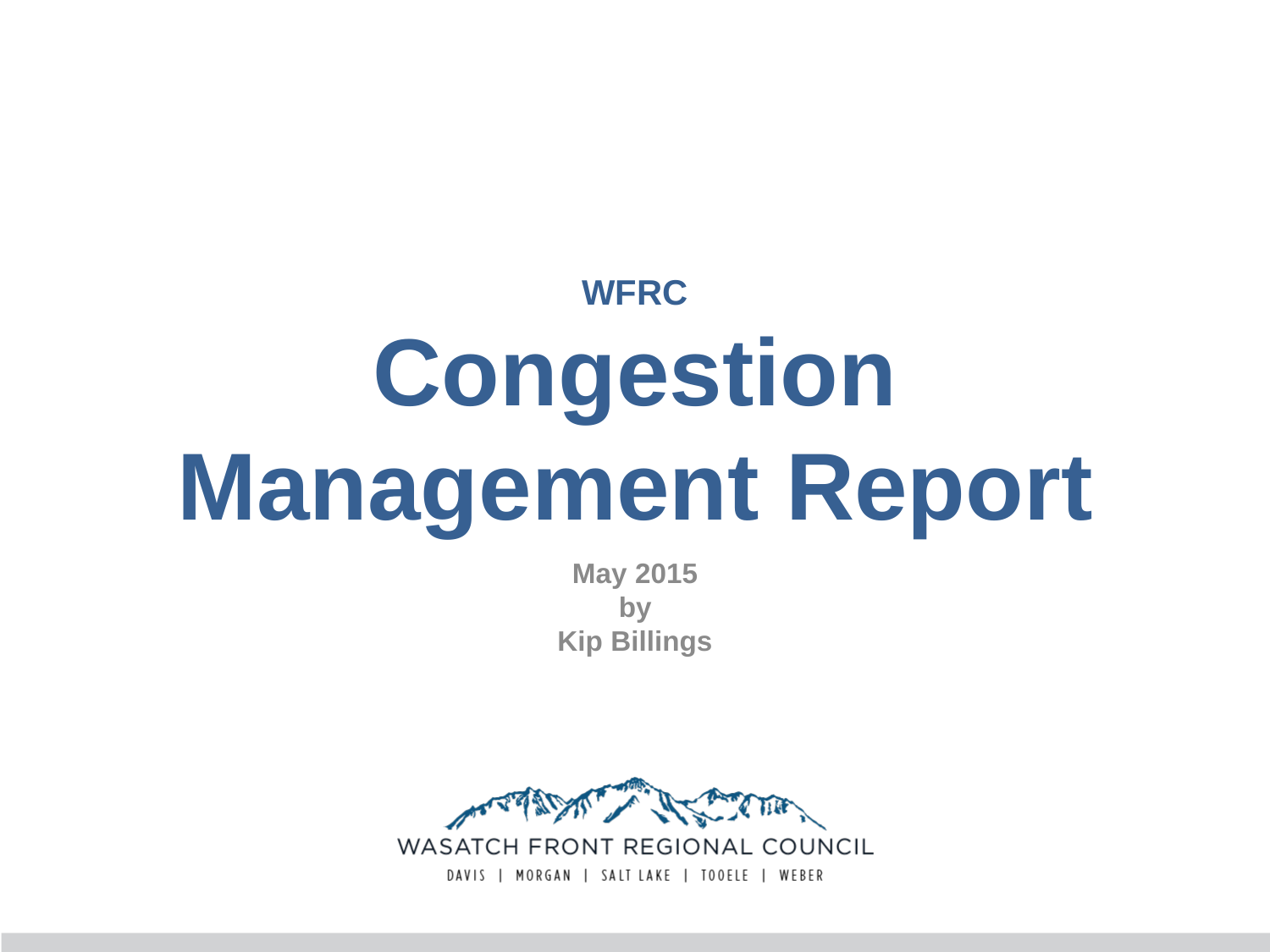**WFRC**

# Congestion Management Report

**May 2015**
**by**
**Kip Billings**

WASATCH FRONT REGIONAL COUNCIL

DAVIS | MORGAN | SALT LAKE | TOOELE | WEBER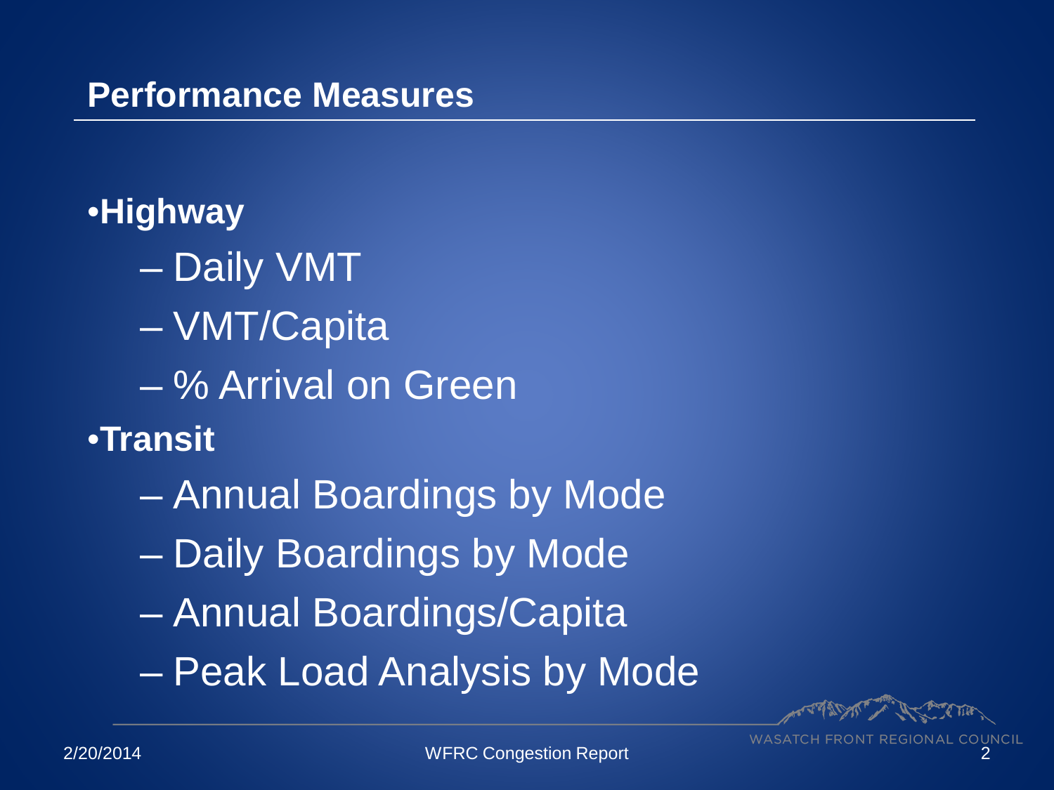## Performance Measures

- **Highway**
  - Daily VMT
  - VMT/Capita
  - % Arrival on Green
- **Transit**
  - Annual Boardings by Mode
  - Daily Boardings by Mode
  - Annual Boardings/Capita
  - Peak Load Analysis by Mode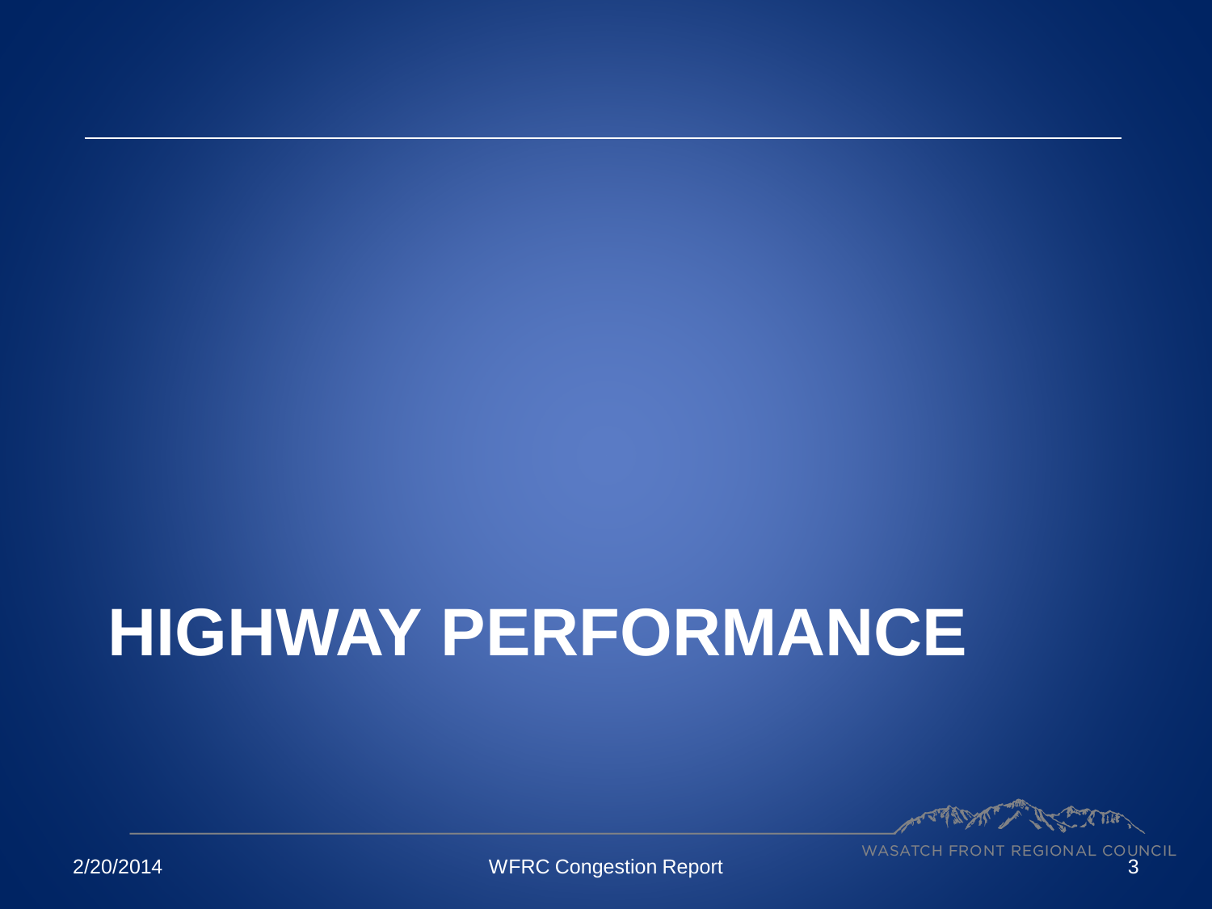# HIGHWAY PERFORMANCE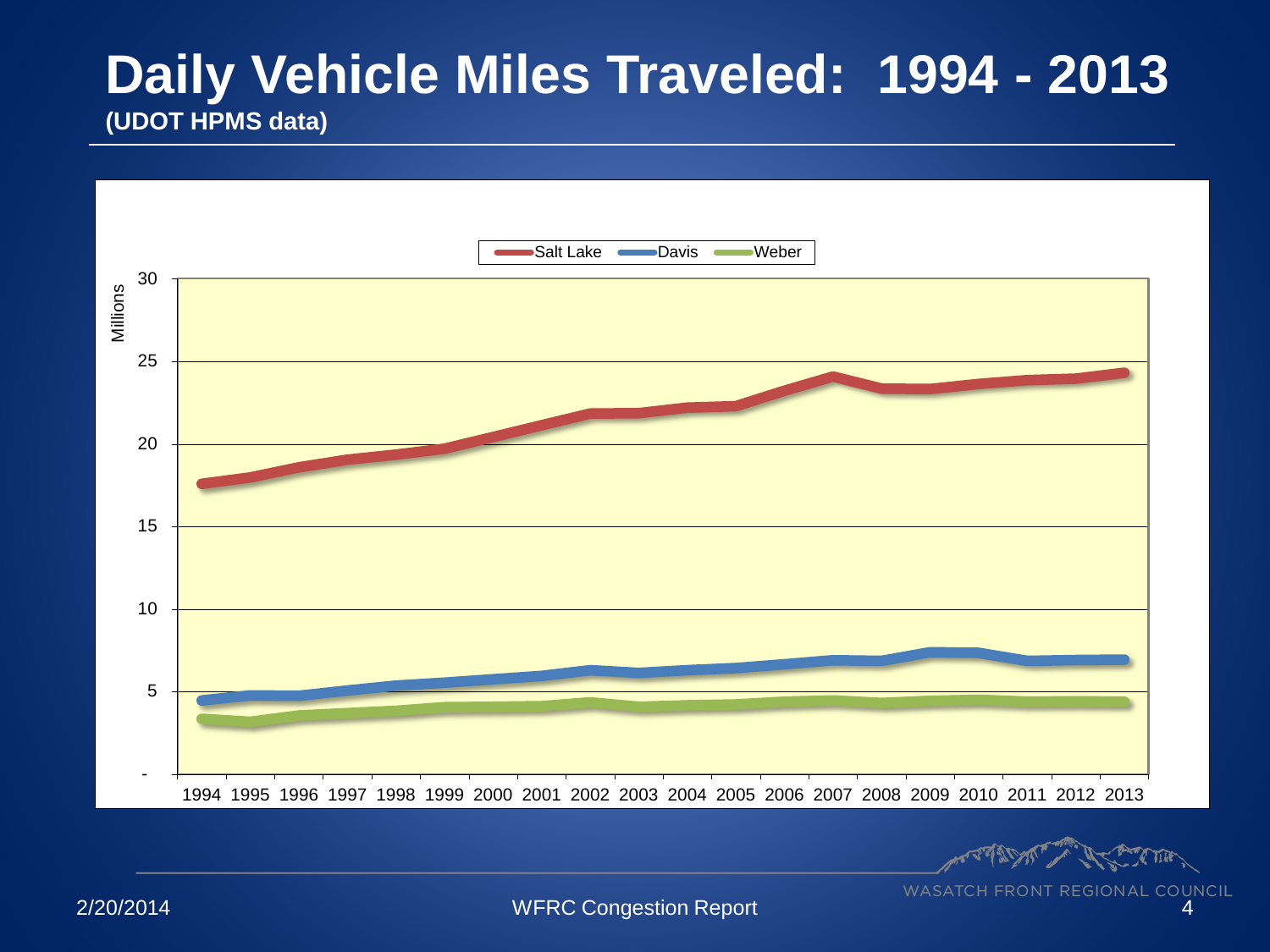# Daily Vehicle Miles Traveled: 1994 - 2013

**(UDOT HPMS data)**

Salt Lake · Davis · Weber

Millions

30
25
20
15
10
5
-

1994 1995 1996 1997 1998 1999 2000 2001 2002 2003 2004 2005 2006 2007 2008 2009 2010 2011 2012 2013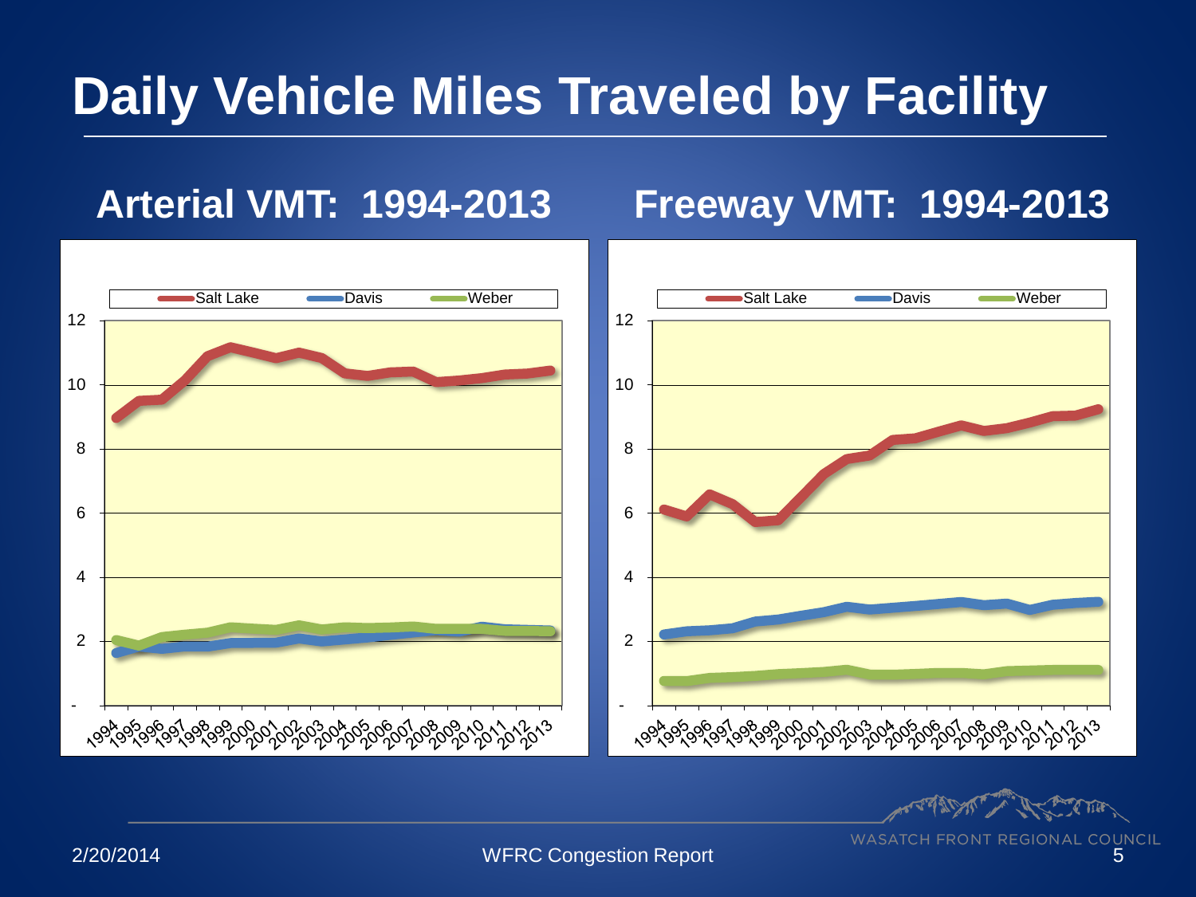# Daily Vehicle Miles Traveled by Facility

## Arterial VMT: 1994-2013

## Freeway VMT: 1994-2013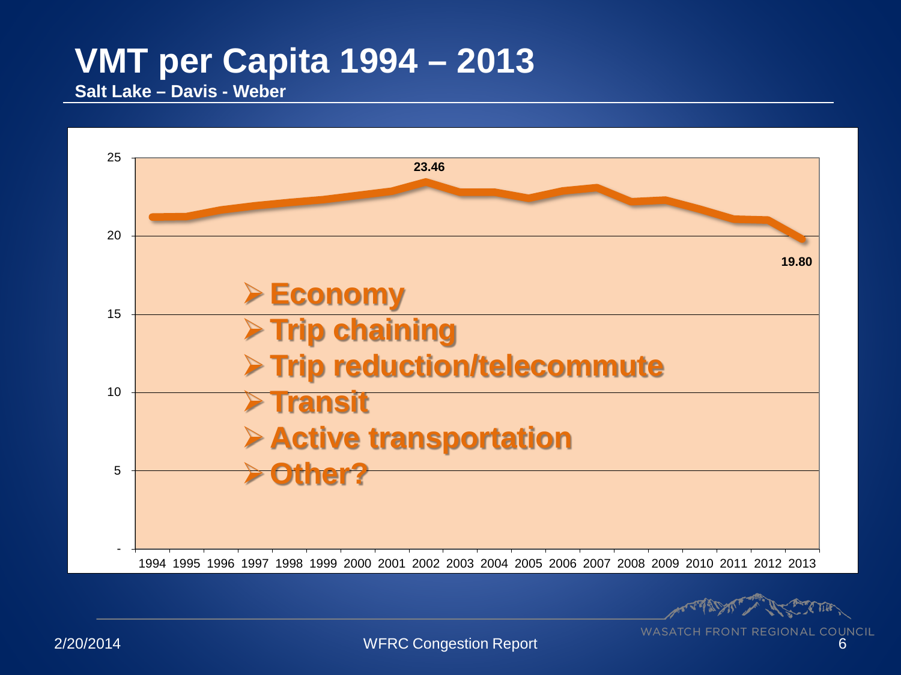# VMT per Capita 1994 – 2013

**Salt Lake – Davis - Weber**

- 23.46
- 19.80

- Economy
- Trip chaining
- Trip reduction/telecommute
- Transit
- Active transportation
- Other?

25, 20, 15, 10, 5, -

1994 1995 1996 1997 1998 1999 2000 2001 2002 2003 2004 2005 2006 2007 2008 2009 2010 2011 2012 2013

2/20/2014

WFRC Congestion Report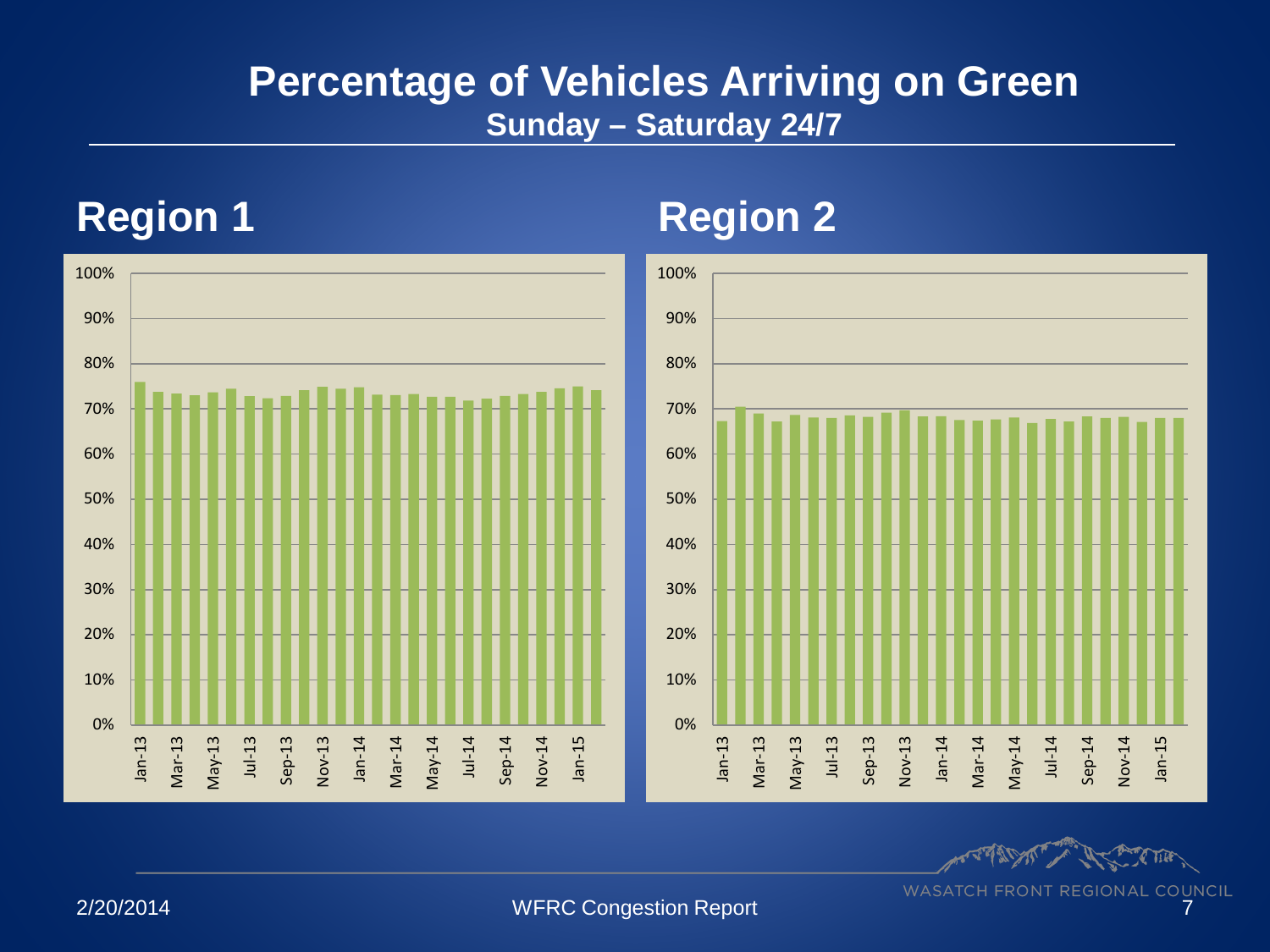# Percentage of Vehicles Arriving on Green

**Sunday – Saturday 24/7**

## Region 1

## Region 2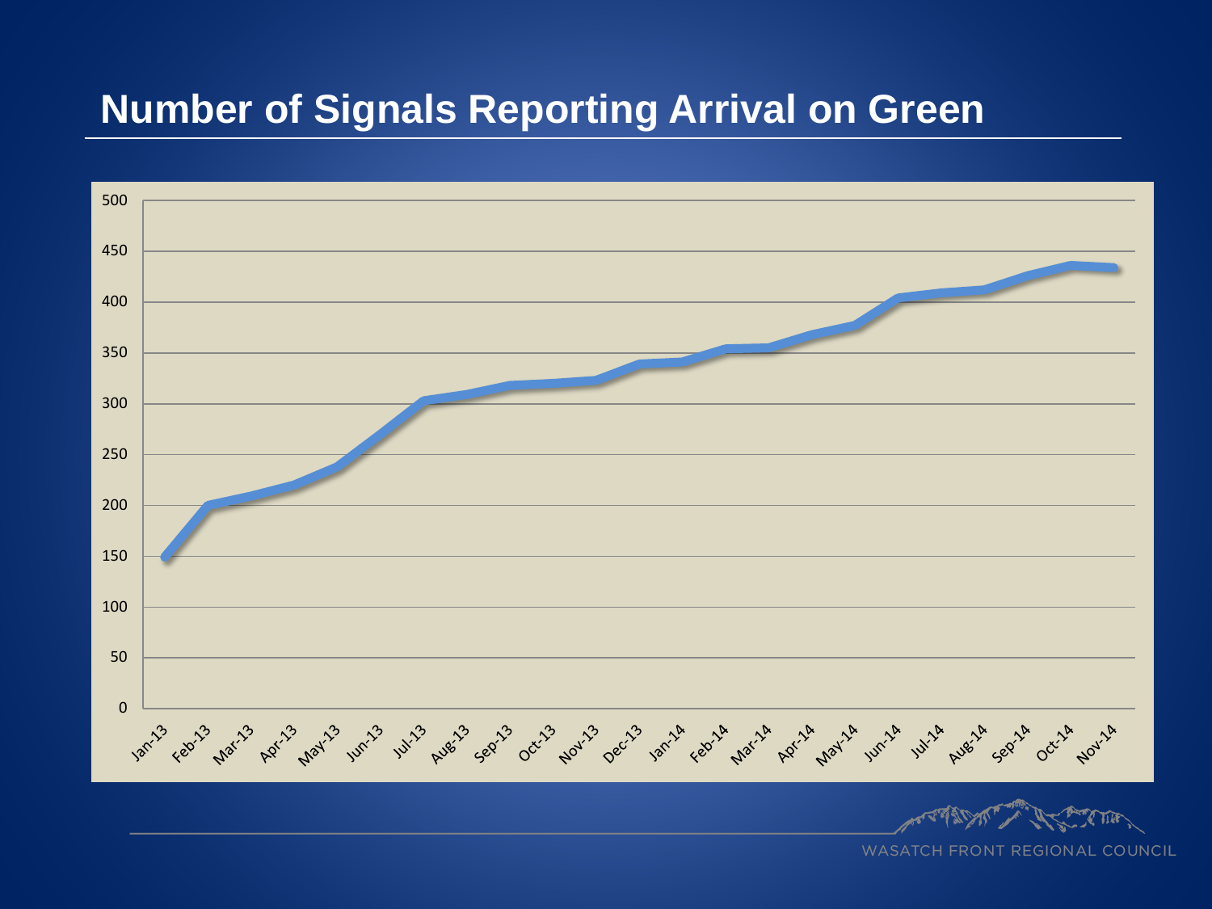# Number of Signals Reporting Arrival on Green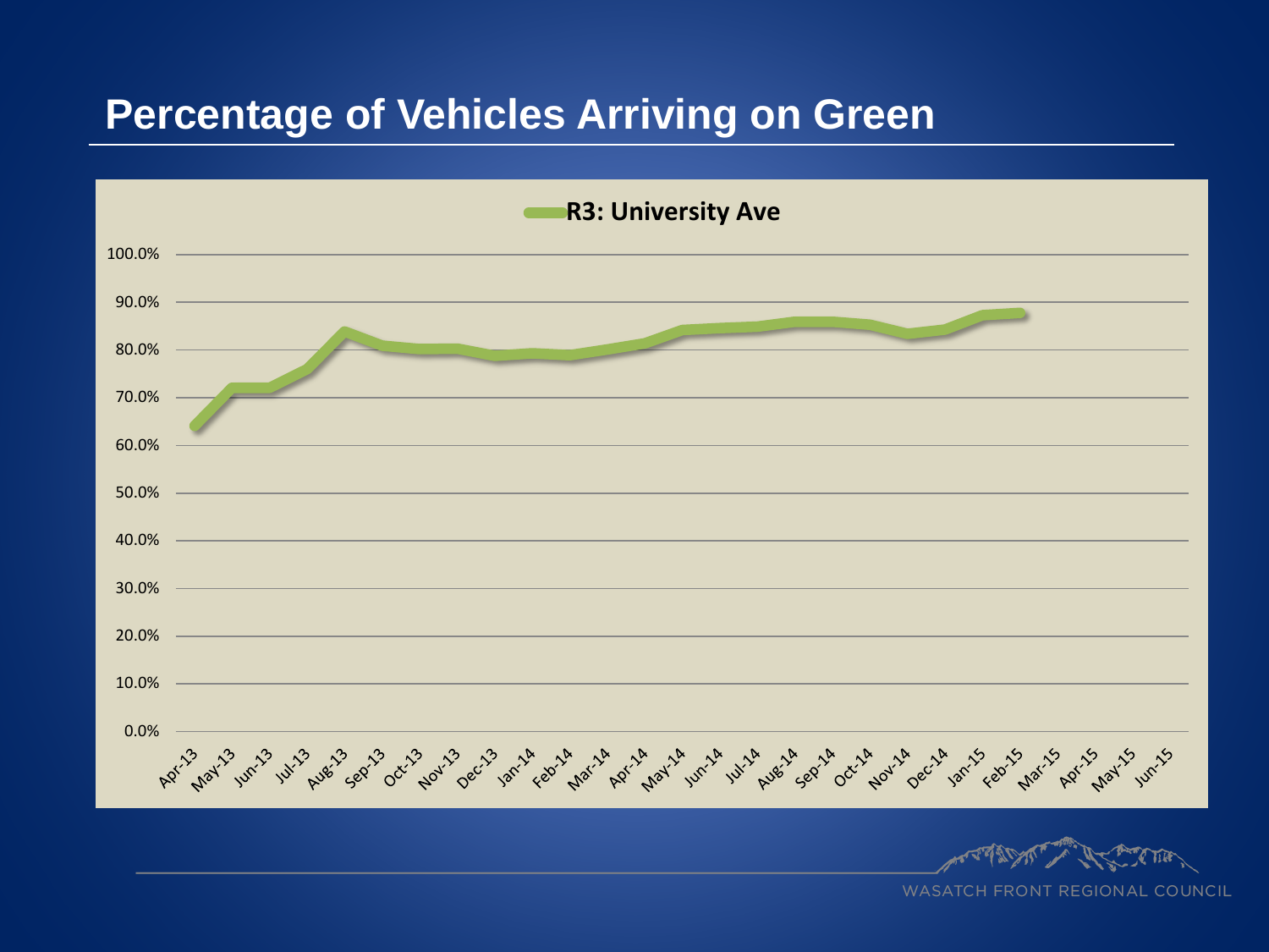# Percentage of Vehicles Arriving on Green

R3: University Ave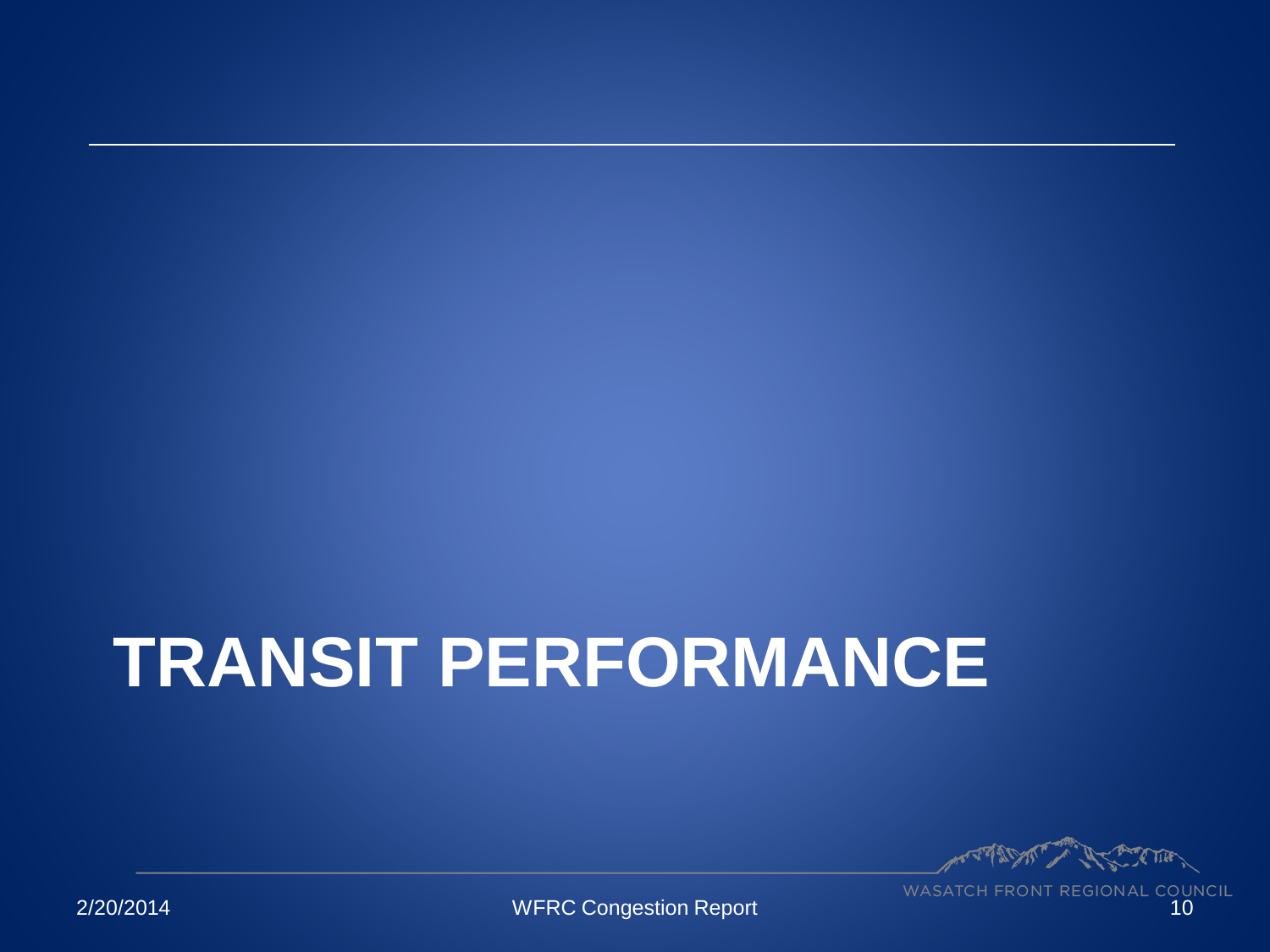# TRANSIT PERFORMANCE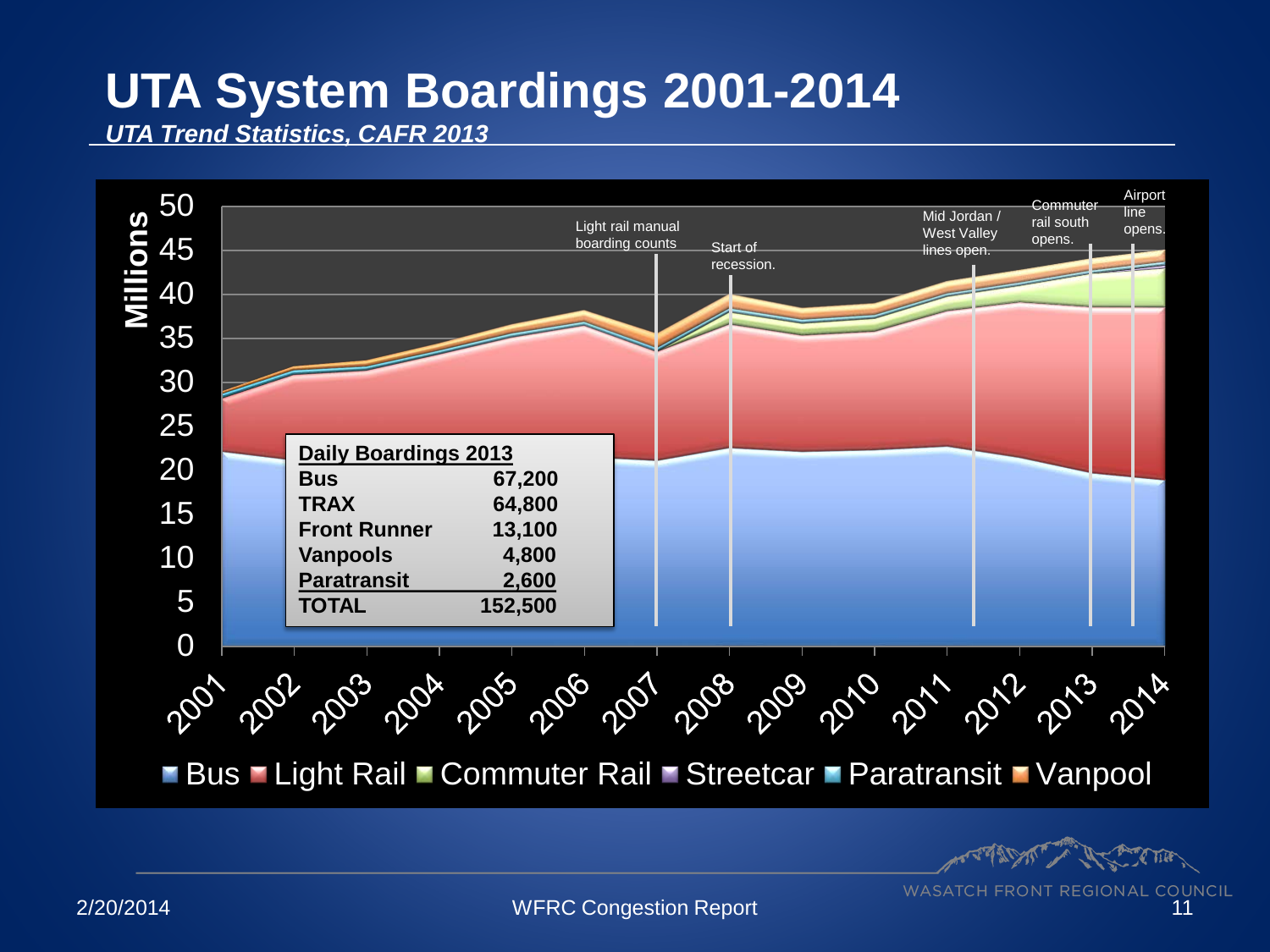# UTA System Boardings 2001-2014

***UTA Trend Statistics, CAFR 2013***

| Daily Boardings 2013 | |
|---|---|
| **Bus** | **67,200** |
| **TRAX** | **64,800** |
| **Front Runner** | **13,100** |
| **Vanpools** | **4,800** |
| **Paratransit** | **2,600** |
| **TOTAL** | **152,500** |

Millions

Light rail manual boarding counts

Start of recession.

Mid Jordan / West Valley lines open.

Commuter rail south opens.

Airport line opens.

Bus · Light Rail · Commuter Rail · Streetcar · Paratransit · Vanpool

2/20/2014 WFRC Congestion Report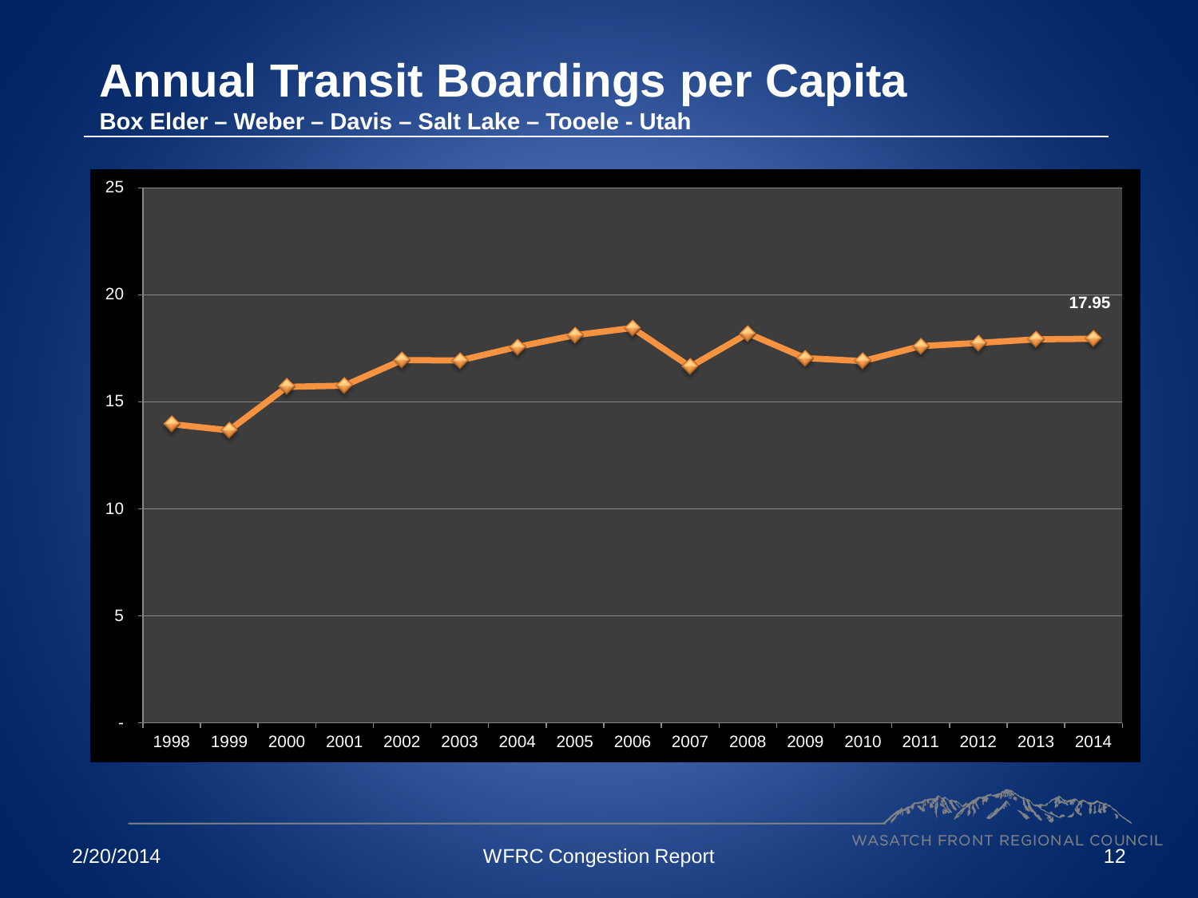# Annual Transit Boardings per Capita

**Box Elder – Weber – Davis – Salt Lake – Tooele - Utah**

| Year | Boardings per Capita |
|---|---|
| 1998 | |
| 1999 | |
| 2000 | |
| 2001 | |
| 2002 | |
| 2003 | |
| 2004 | |
| 2005 | |
| 2006 | |
| 2007 | |
| 2008 | |
| 2009 | |
| 2010 | |
| 2011 | |
| 2012 | |
| 2013 | |
| 2014 | 17.95 |

2/20/2014

WFRC Congestion Report

WASATCH FRONT REGIONAL COUNCIL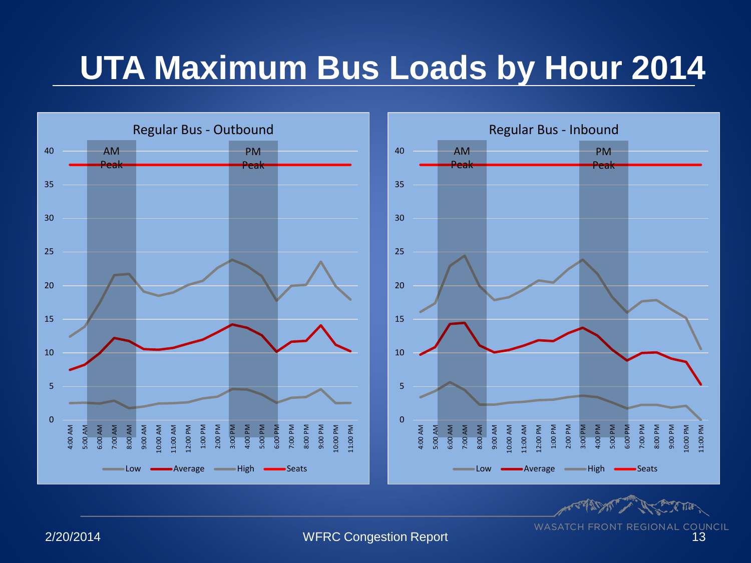# UTA Maximum Bus Loads by Hour 2014

**Regular Bus - Outbound**

AM Peak | PM Peak

Y-axis: 0, 5, 10, 15, 20, 25, 30, 35, 40

X-axis: 4:00 AM, 5:00 AM, 6:00 AM, 7:00 AM, 8:00 AM, 9:00 AM, 10:00 AM, 11:00 AM, 12:00 PM, 1:00 PM, 2:00 PM, 3:00 PM, 4:00 PM, 5:00 PM, 6:00 PM, 7:00 PM, 8:00 PM, 9:00 PM, 10:00 PM, 11:00 PM

Legend: Low, Average, High, Seats

**Regular Bus - Inbound**

AM Peak | PM Peak

Y-axis: 0, 5, 10, 15, 20, 25, 30, 35, 40

X-axis: 4:00 AM, 5:00 AM, 6:00 AM, 7:00 AM, 8:00 AM, 9:00 AM, 10:00 AM, 11:00 AM, 12:00 PM, 1:00 PM, 2:00 PM, 3:00 PM, 4:00 PM, 5:00 PM, 6:00 PM, 7:00 PM, 8:00 PM, 9:00 PM, 10:00 PM, 11:00 PM

Legend: Low, Average, High, Seats

2/20/2014

WFRC Congestion Report

WASATCH FRONT REGIONAL COUNCIL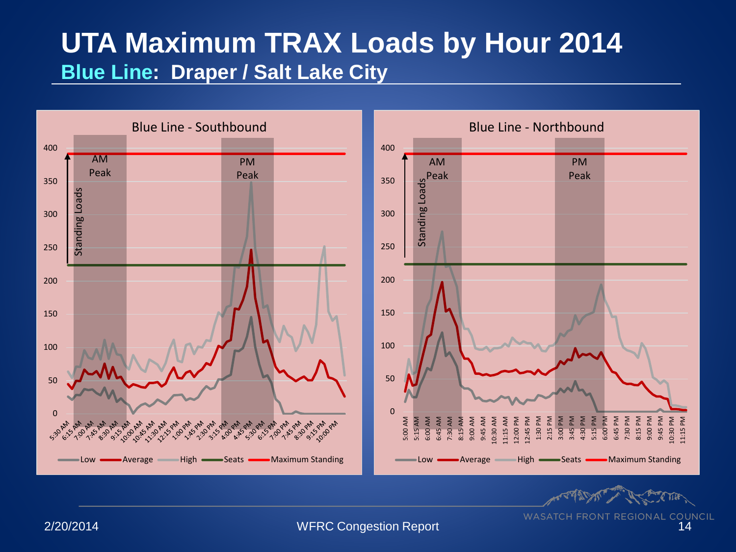# UTA Maximum TRAX Loads by Hour 2014

## Blue Line: Draper / Salt Lake City

### Blue Line - Southbound

AM Peak

PM Peak

Standing Loads

Low — Average — High — Seats — Maximum Standing

### Blue Line - Northbound

AM Peak

PM Peak

Standing Loads

Low — Average — High — Seats — Maximum Standing

2/20/2014

WFRC Congestion Report

WASATCH FRONT REGIONAL COUNCIL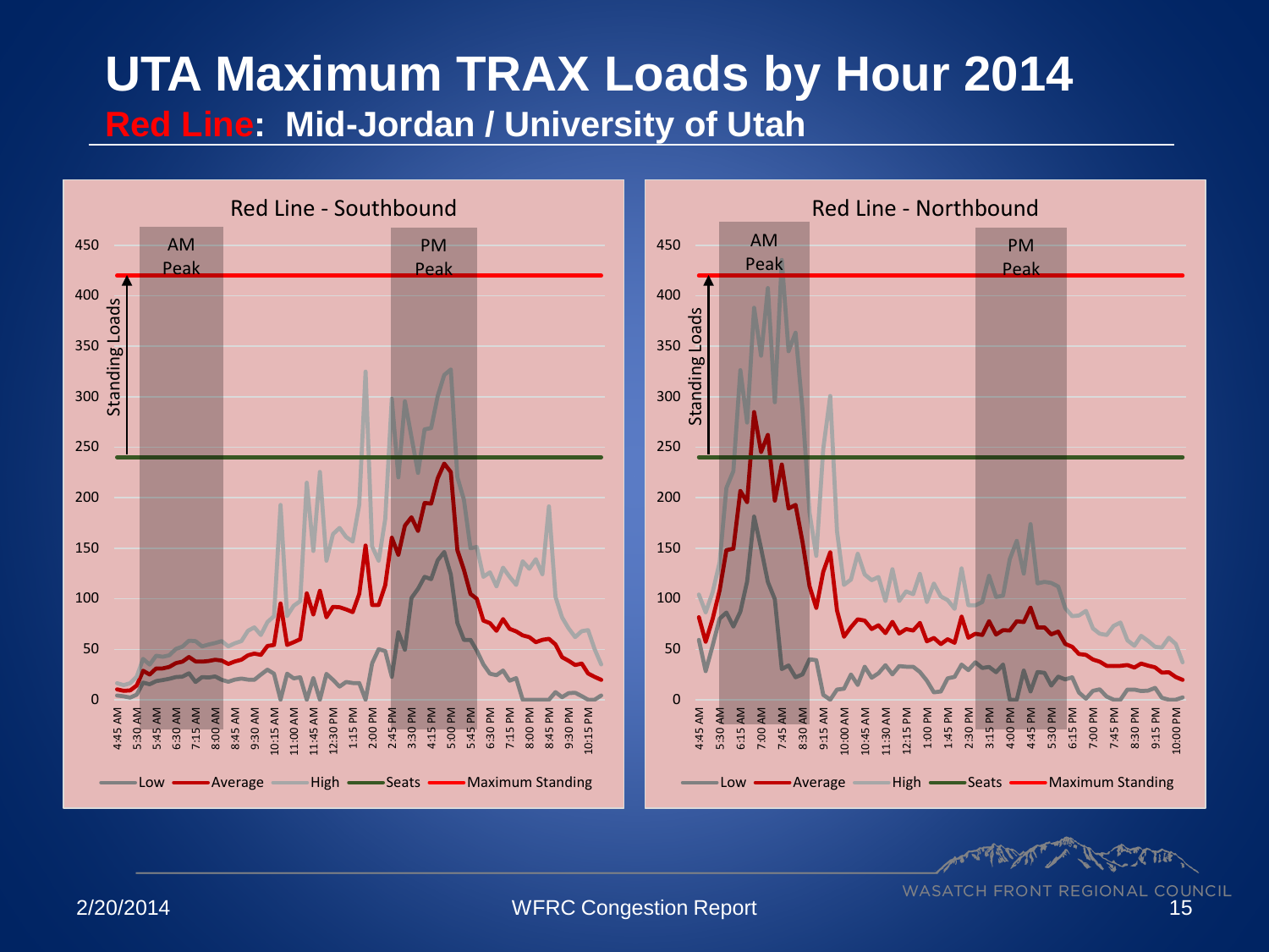# UTA Maximum TRAX Loads by Hour 2014

## Red Line: Mid-Jordan / University of Utah

**Red Line - Southbound**

AM Peak

PM Peak

Standing Loads

Low | Average | High | Seats | Maximum Standing

**Red Line - Northbound**

AM Peak

PM Peak

Standing Loads

Low | Average | High | Seats | Maximum Standing

2/20/2014

WFRC Congestion Report

WASATCH FRONT REGIONAL COUNCIL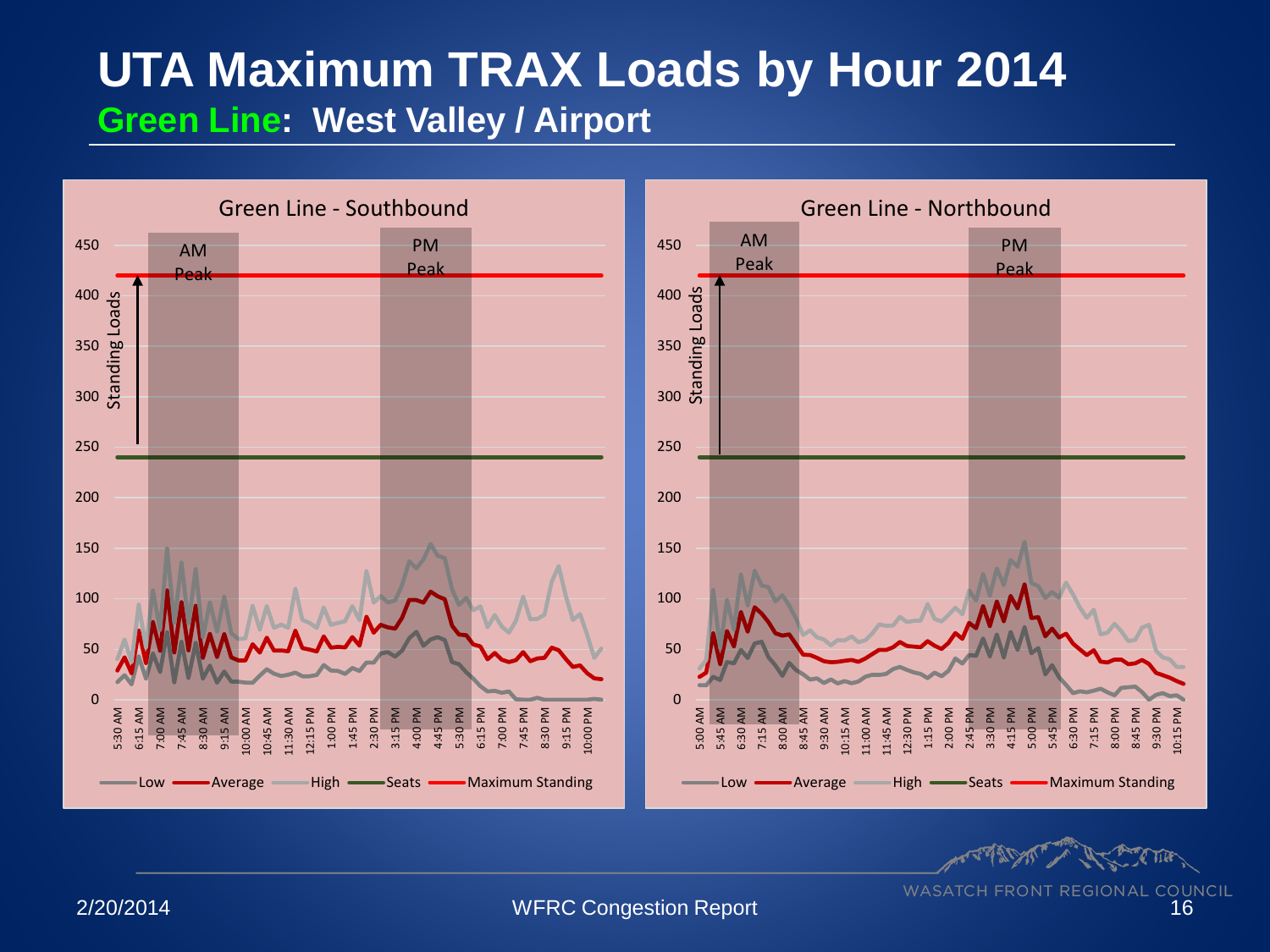# UTA Maximum TRAX Loads by Hour 2014

## Green Line: West Valley / Airport

**Green Line - Southbound**

AM Peak | PM Peak

Standing Loads

Legend: Low, Average, High, Seats, Maximum Standing

**Green Line - Northbound**

AM Peak | PM Peak

Standing Loads

Legend: Low, Average, High, Seats, Maximum Standing

2/20/2014

WFRC Congestion Report

WASATCH FRONT REGIONAL COUNCIL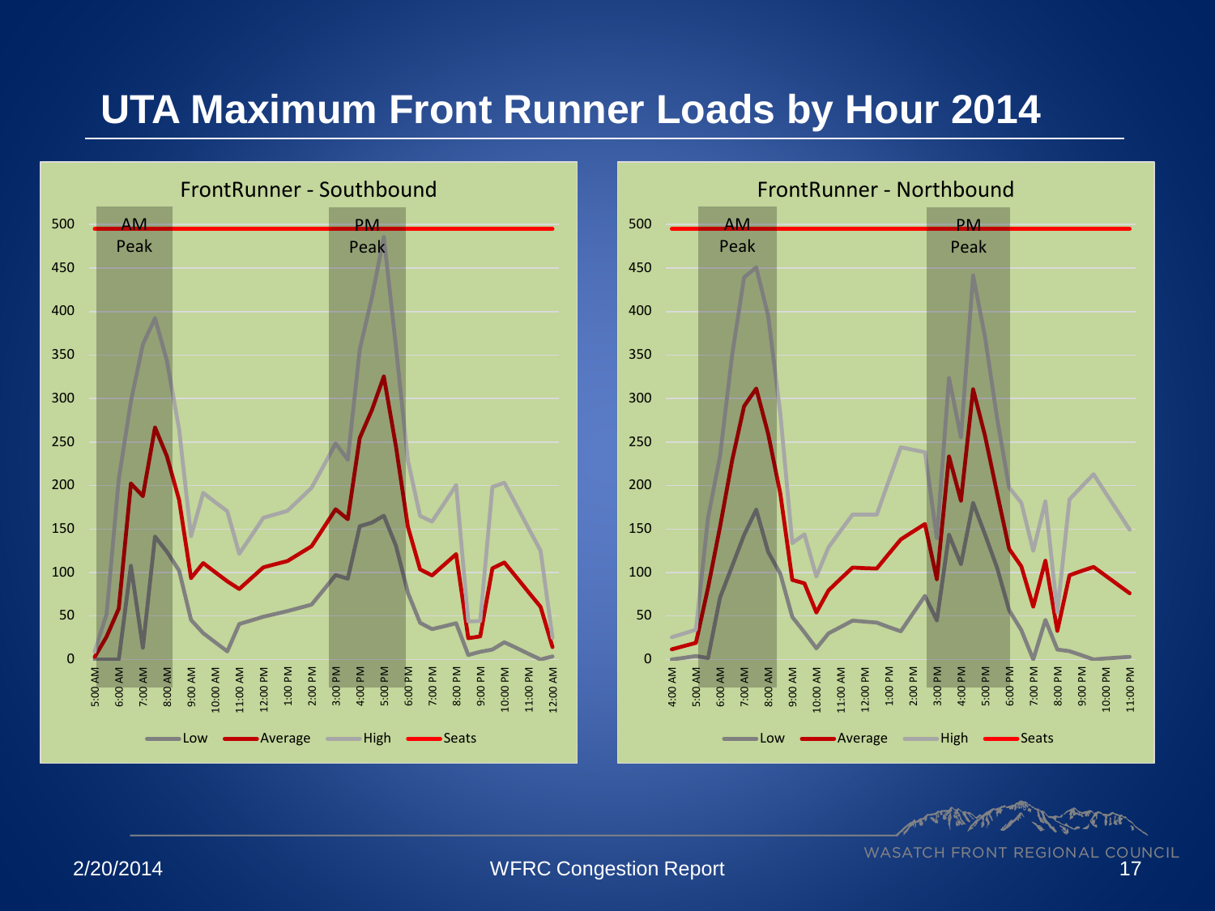# UTA Maximum Front Runner Loads by Hour 2014

FrontRunner - Southbound

AM Peak

PM Peak

Low | Average | High | Seats

FrontRunner - Northbound

AM Peak

PM Peak

Low | Average | High | Seats

2/20/2014

WFRC Congestion Report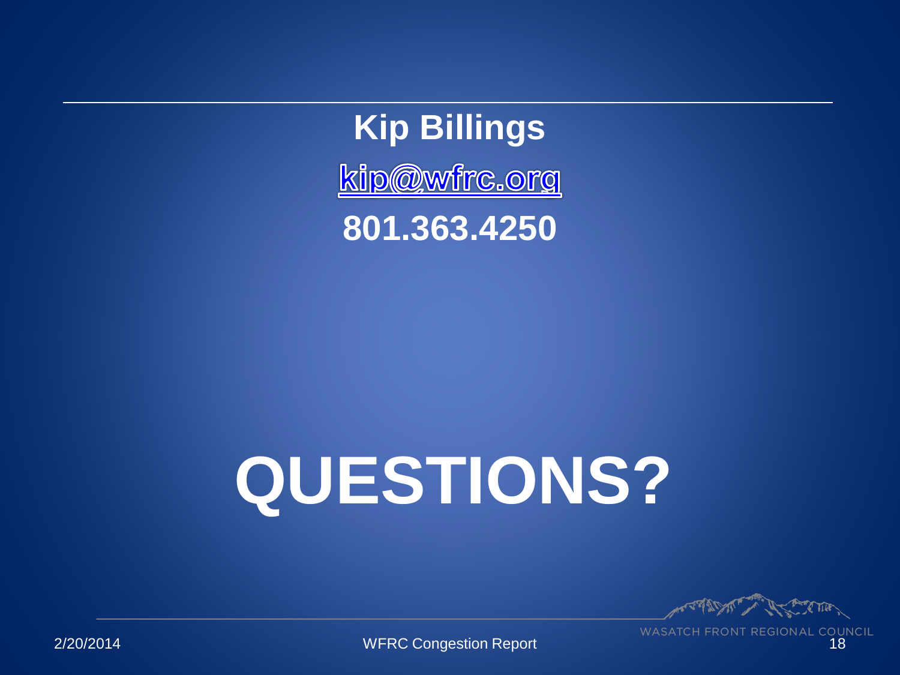**Kip Billings**

[kip@wfrc.org](mailto:kip@wfrc.org)

**801.363.4250**

# QUESTIONS?